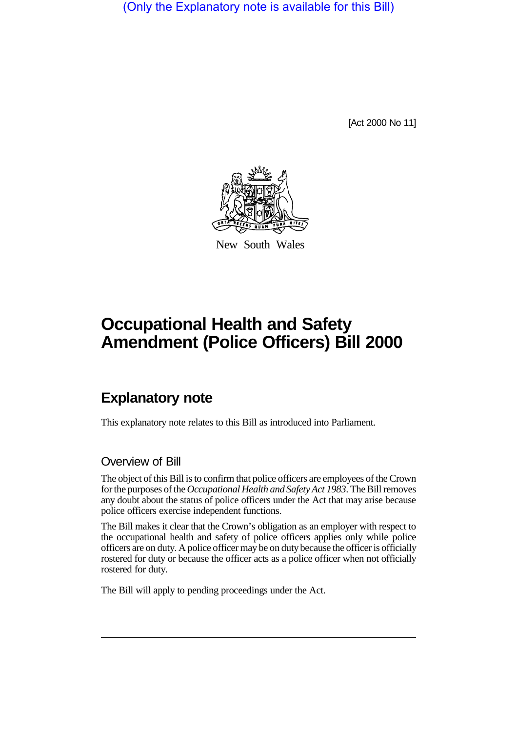(Only the Explanatory note is available for this Bill)

[Act 2000 No 11]

New South Wales

# Occupational Health and Safety Amendment (Police Officers) Bill 2000

## Explanatory note

This explanatory note relates to this Bill as introduced into Parliament.

### Overview of Bill

The object of this Bill is to confirm that police officers are employees of the Crown for the purposes of the *Occupational Health and Safety Act 1983*. The Bill removes any doubt about the status of police officers under the Act that may arise because police officers exercise independent functions.

The Bill makes it clear that the Crown's obligation as an employer with respect to the occupational health and safety of police officers applies only while police officers are on duty. A police officer may be on duty because the officer is officially rostered for duty or because the officer acts as a police officer when not officially rostered for duty.

The Bill will apply to pending proceedings under the Act.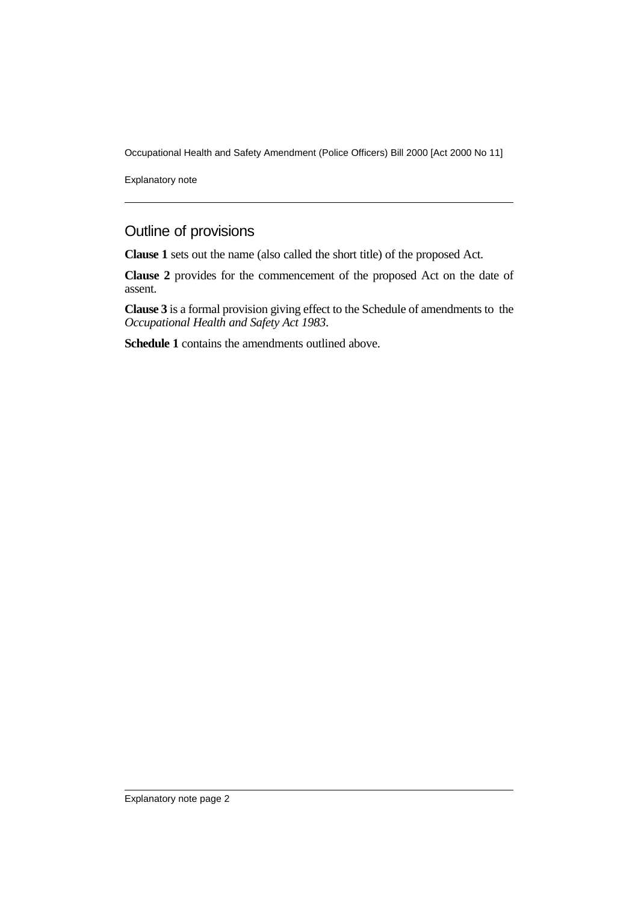## Outline of provisions

**Clause 1** sets out the name (also called the short title) of the proposed Act.

**Clause 2** provides for the commencement of the proposed Act on the date of assent.

**Clause 3** is a formal provision giving effect to the Schedule of amendments to the *Occupational Health and Safety Act 1983*.

**Schedule 1** contains the amendments outlined above.